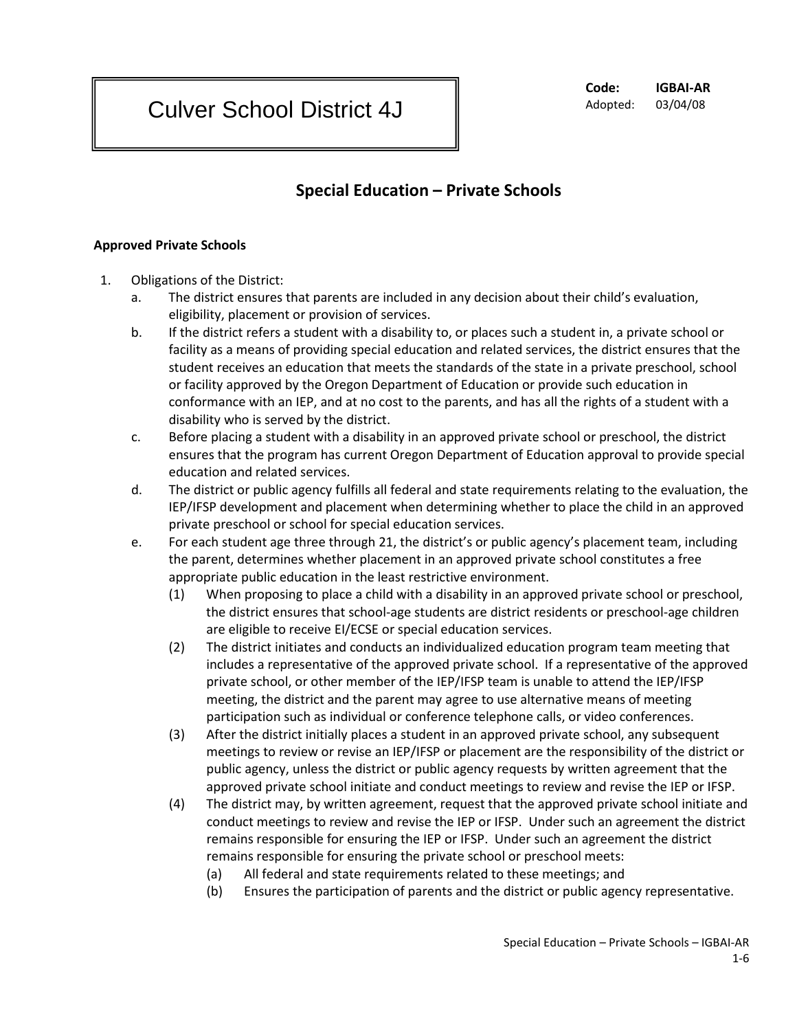# Culver School District 4J

**Code:** **IGBAI-AR**
Adopted: 03/04/08

## Special Education – Private Schools

**Approved Private Schools**

1. Obligations of the District:
   a. The district ensures that parents are included in any decision about their child's evaluation, eligibility, placement or provision of services.
   b. If the district refers a student with a disability to, or places such a student in, a private school or facility as a means of providing special education and related services, the district ensures that the student receives an education that meets the standards of the state in a private preschool, school or facility approved by the Oregon Department of Education or provide such education in conformance with an IEP, and at no cost to the parents, and has all the rights of a student with a disability who is served by the district.
   c. Before placing a student with a disability in an approved private school or preschool, the district ensures that the program has current Oregon Department of Education approval to provide special education and related services.
   d. The district or public agency fulfills all federal and state requirements relating to the evaluation, the IEP/IFSP development and placement when determining whether to place the child in an approved private preschool or school for special education services.
   e. For each student age three through 21, the district's or public agency's placement team, including the parent, determines whether placement in an approved private school constitutes a free appropriate public education in the least restrictive environment.
      (1) When proposing to place a child with a disability in an approved private school or preschool, the district ensures that school-age students are district residents or preschool-age children are eligible to receive EI/ECSE or special education services.
      (2) The district initiates and conducts an individualized education program team meeting that includes a representative of the approved private school. If a representative of the approved private school, or other member of the IEP/IFSP team is unable to attend the IEP/IFSP meeting, the district and the parent may agree to use alternative means of meeting participation such as individual or conference telephone calls, or video conferences.
      (3) After the district initially places a student in an approved private school, any subsequent meetings to review or revise an IEP/IFSP or placement are the responsibility of the district or public agency, unless the district or public agency requests by written agreement that the approved private school initiate and conduct meetings to review and revise the IEP or IFSP.
      (4) The district may, by written agreement, request that the approved private school initiate and conduct meetings to review and revise the IEP or IFSP. Under such an agreement the district remains responsible for ensuring the IEP or IFSP. Under such an agreement the district remains responsible for ensuring the private school or preschool meets:
         (a) All federal and state requirements related to these meetings; and
         (b) Ensures the participation of parents and the district or public agency representative.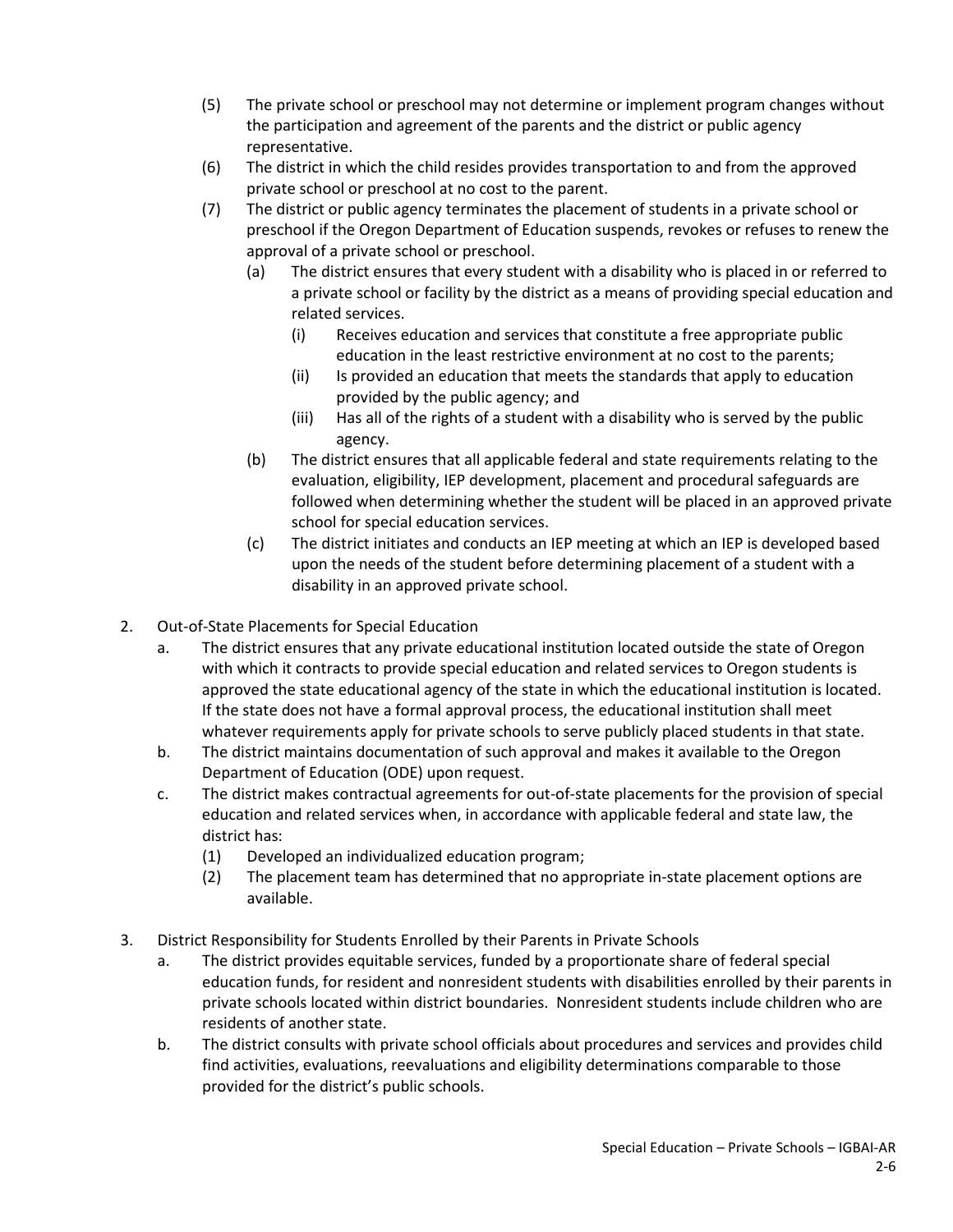(5) The private school or preschool may not determine or implement program changes without the participation and agreement of the parents and the district or public agency representative.

(6) The district in which the child resides provides transportation to and from the approved private school or preschool at no cost to the parent.

(7) The district or public agency terminates the placement of students in a private school or preschool if the Oregon Department of Education suspends, revokes or refuses to renew the approval of a private school or preschool.

   (a) The district ensures that every student with a disability who is placed in or referred to a private school or facility by the district as a means of providing special education and related services.

      (i) Receives education and services that constitute a free appropriate public education in the least restrictive environment at no cost to the parents;

      (ii) Is provided an education that meets the standards that apply to education provided by the public agency; and

      (iii) Has all of the rights of a student with a disability who is served by the public agency.

   (b) The district ensures that all applicable federal and state requirements relating to the evaluation, eligibility, IEP development, placement and procedural safeguards are followed when determining whether the student will be placed in an approved private school for special education services.

   (c) The district initiates and conducts an IEP meeting at which an IEP is developed based upon the needs of the student before determining placement of a student with a disability in an approved private school.

2. Out-of-State Placements for Special Education

   a. The district ensures that any private educational institution located outside the state of Oregon with which it contracts to provide special education and related services to Oregon students is approved the state educational agency of the state in which the educational institution is located. If the state does not have a formal approval process, the educational institution shall meet whatever requirements apply for private schools to serve publicly placed students in that state.

   b. The district maintains documentation of such approval and makes it available to the Oregon Department of Education (ODE) upon request.

   c. The district makes contractual agreements for out-of-state placements for the provision of special education and related services when, in accordance with applicable federal and state law, the district has:

      (1) Developed an individualized education program;

      (2) The placement team has determined that no appropriate in-state placement options are available.

3. District Responsibility for Students Enrolled by their Parents in Private Schools

   a. The district provides equitable services, funded by a proportionate share of federal special education funds, for resident and nonresident students with disabilities enrolled by their parents in private schools located within district boundaries. Nonresident students include children who are residents of another state.

   b. The district consults with private school officials about procedures and services and provides child find activities, evaluations, reevaluations and eligibility determinations comparable to those provided for the district's public schools.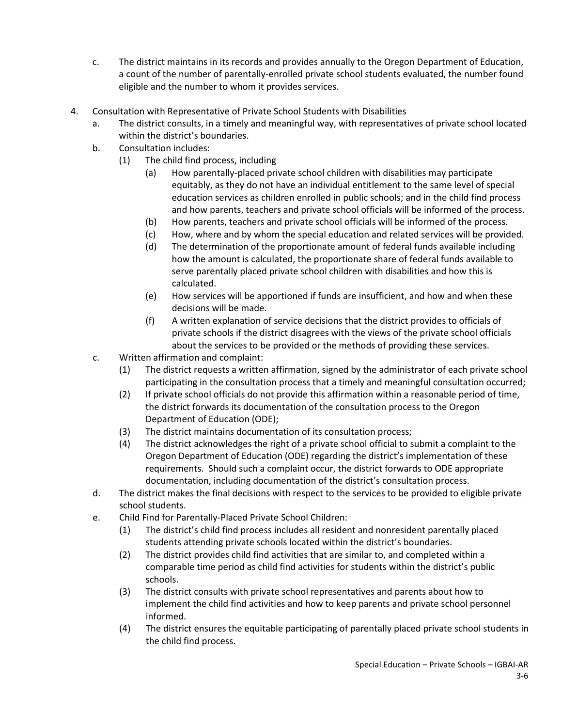c. The district maintains in its records and provides annually to the Oregon Department of Education, a count of the number of parentally-enrolled private school students evaluated, the number found eligible and the number to whom it provides services.

4. Consultation with Representative of Private School Students with Disabilities
   a. The district consults, in a timely and meaningful way, with representatives of private school located within the district's boundaries.
   b. Consultation includes:
      (1) The child find process, including
         (a) How parentally-placed private school children with disabilities may participate equitably, as they do not have an individual entitlement to the same level of special education services as children enrolled in public schools; and in the child find process and how parents, teachers and private school officials will be informed of the process.
         (b) How parents, teachers and private school officials will be informed of the process.
         (c) How, where and by whom the special education and related services will be provided.
         (d) The determination of the proportionate amount of federal funds available including how the amount is calculated, the proportionate share of federal funds available to serve parentally placed private school children with disabilities and how this is calculated.
         (e) How services will be apportioned if funds are insufficient, and how and when these decisions will be made.
         (f) A written explanation of service decisions that the district provides to officials of private schools if the district disagrees with the views of the private school officials about the services to be provided or the methods of providing these services.
   c. Written affirmation and complaint:
      (1) The district requests a written affirmation, signed by the administrator of each private school participating in the consultation process that a timely and meaningful consultation occurred;
      (2) If private school officials do not provide this affirmation within a reasonable period of time, the district forwards its documentation of the consultation process to the Oregon Department of Education (ODE);
      (3) The district maintains documentation of its consultation process;
      (4) The district acknowledges the right of a private school official to submit a complaint to the Oregon Department of Education (ODE) regarding the district's implementation of these requirements. Should such a complaint occur, the district forwards to ODE appropriate documentation, including documentation of the district's consultation process.
   d. The district makes the final decisions with respect to the services to be provided to eligible private school students.
   e. Child Find for Parentally-Placed Private School Children:
      (1) The district's child find process includes all resident and nonresident parentally placed students attending private schools located within the district's boundaries.
      (2) The district provides child find activities that are similar to, and completed within a comparable time period as child find activities for students within the district's public schools.
      (3) The district consults with private school representatives and parents about how to implement the child find activities and how to keep parents and private school personnel informed.
      (4) The district ensures the equitable participating of parentally placed private school students in the child find process.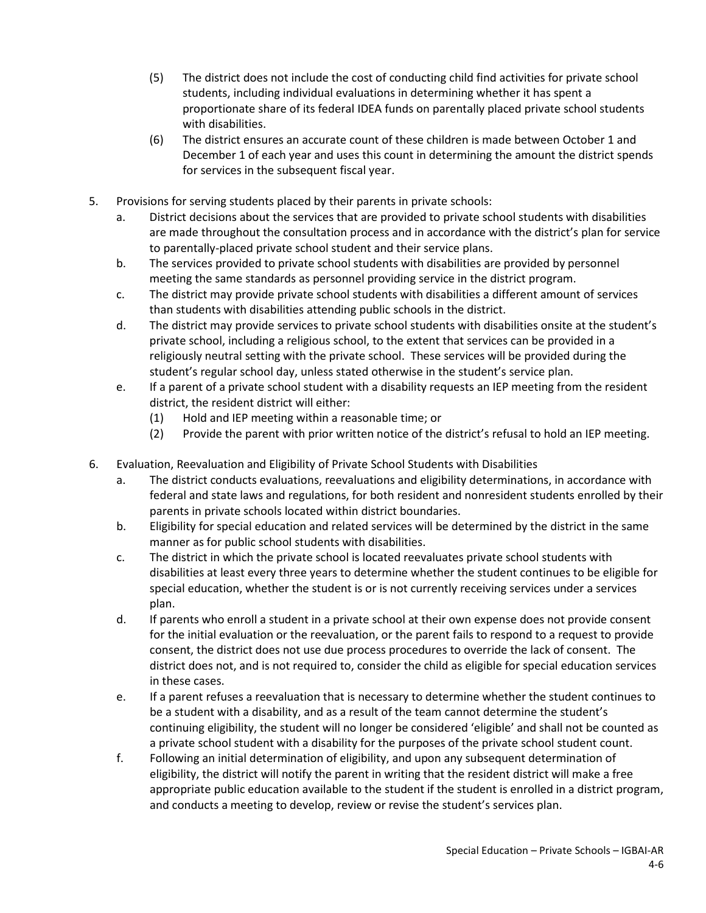(5) The district does not include the cost of conducting child find activities for private school students, including individual evaluations in determining whether it has spent a proportionate share of its federal IDEA funds on parentally placed private school students with disabilities.

(6) The district ensures an accurate count of these children is made between October 1 and December 1 of each year and uses this count in determining the amount the district spends for services in the subsequent fiscal year.

5. Provisions for serving students placed by their parents in private schools:
   a. District decisions about the services that are provided to private school students with disabilities are made throughout the consultation process and in accordance with the district's plan for service to parentally-placed private school student and their service plans.
   b. The services provided to private school students with disabilities are provided by personnel meeting the same standards as personnel providing service in the district program.
   c. The district may provide private school students with disabilities a different amount of services than students with disabilities attending public schools in the district.
   d. The district may provide services to private school students with disabilities onsite at the student's private school, including a religious school, to the extent that services can be provided in a religiously neutral setting with the private school. These services will be provided during the student's regular school day, unless stated otherwise in the student's service plan.
   e. If a parent of a private school student with a disability requests an IEP meeting from the resident district, the resident district will either:
      (1) Hold and IEP meeting within a reasonable time; or
      (2) Provide the parent with prior written notice of the district's refusal to hold an IEP meeting.

6. Evaluation, Reevaluation and Eligibility of Private School Students with Disabilities
   a. The district conducts evaluations, reevaluations and eligibility determinations, in accordance with federal and state laws and regulations, for both resident and nonresident students enrolled by their parents in private schools located within district boundaries.
   b. Eligibility for special education and related services will be determined by the district in the same manner as for public school students with disabilities.
   c. The district in which the private school is located reevaluates private school students with disabilities at least every three years to determine whether the student continues to be eligible for special education, whether the student is or is not currently receiving services under a services plan.
   d. If parents who enroll a student in a private school at their own expense does not provide consent for the initial evaluation or the reevaluation, or the parent fails to respond to a request to provide consent, the district does not use due process procedures to override the lack of consent. The district does not, and is not required to, consider the child as eligible for special education services in these cases.
   e. If a parent refuses a reevaluation that is necessary to determine whether the student continues to be a student with a disability, and as a result of the team cannot determine the student's continuing eligibility, the student will no longer be considered 'eligible' and shall not be counted as a private school student with a disability for the purposes of the private school student count.
   f. Following an initial determination of eligibility, and upon any subsequent determination of eligibility, the district will notify the parent in writing that the resident district will make a free appropriate public education available to the student if the student is enrolled in a district program, and conducts a meeting to develop, review or revise the student's services plan.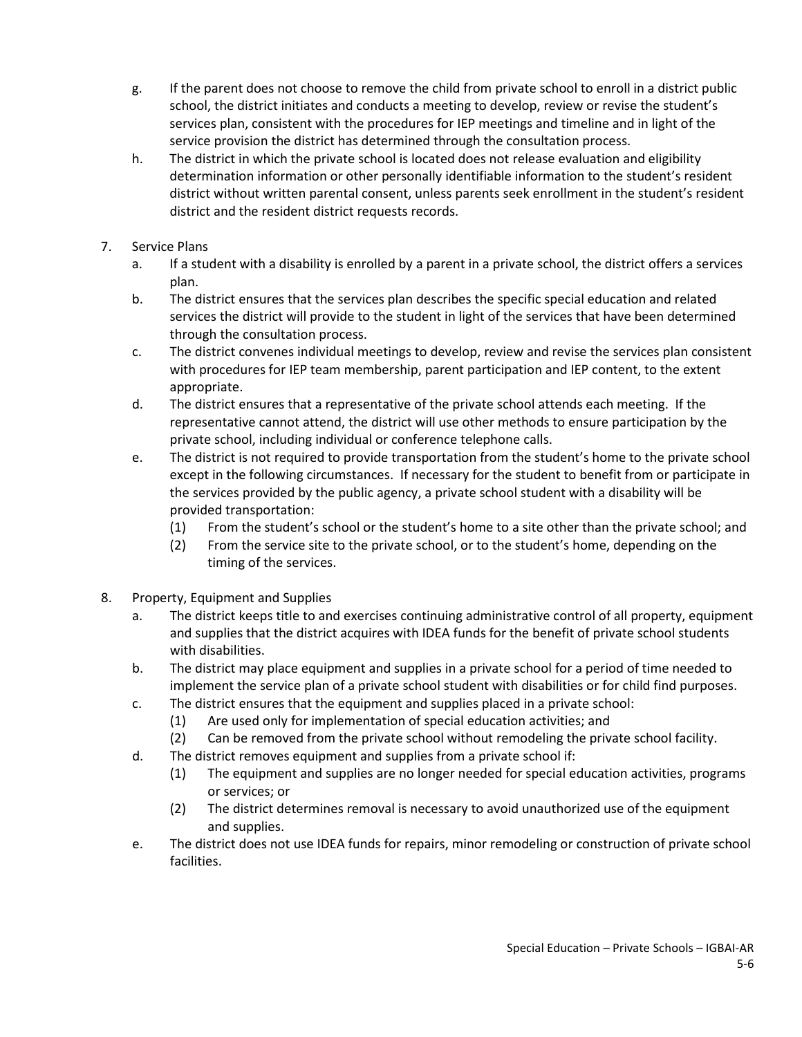g. If the parent does not choose to remove the child from private school to enroll in a district public school, the district initiates and conducts a meeting to develop, review or revise the student's services plan, consistent with the procedures for IEP meetings and timeline and in light of the service provision the district has determined through the consultation process.

h. The district in which the private school is located does not release evaluation and eligibility determination information or other personally identifiable information to the student's resident district without written parental consent, unless parents seek enrollment in the student's resident district and the resident district requests records.

7. Service Plans

   a. If a student with a disability is enrolled by a parent in a private school, the district offers a services plan.

   b. The district ensures that the services plan describes the specific special education and related services the district will provide to the student in light of the services that have been determined through the consultation process.

   c. The district convenes individual meetings to develop, review and revise the services plan consistent with procedures for IEP team membership, parent participation and IEP content, to the extent appropriate.

   d. The district ensures that a representative of the private school attends each meeting. If the representative cannot attend, the district will use other methods to ensure participation by the private school, including individual or conference telephone calls.

   e. The district is not required to provide transportation from the student's home to the private school except in the following circumstances. If necessary for the student to benefit from or participate in the services provided by the public agency, a private school student with a disability will be provided transportation:

      (1) From the student's school or the student's home to a site other than the private school; and

      (2) From the service site to the private school, or to the student's home, depending on the timing of the services.

8. Property, Equipment and Supplies

   a. The district keeps title to and exercises continuing administrative control of all property, equipment and supplies that the district acquires with IDEA funds for the benefit of private school students with disabilities.

   b. The district may place equipment and supplies in a private school for a period of time needed to implement the service plan of a private school student with disabilities or for child find purposes.

   c. The district ensures that the equipment and supplies placed in a private school:

      (1) Are used only for implementation of special education activities; and

      (2) Can be removed from the private school without remodeling the private school facility.

   d. The district removes equipment and supplies from a private school if:

      (1) The equipment and supplies are no longer needed for special education activities, programs or services; or

      (2) The district determines removal is necessary to avoid unauthorized use of the equipment and supplies.

   e. The district does not use IDEA funds for repairs, minor remodeling or construction of private school facilities.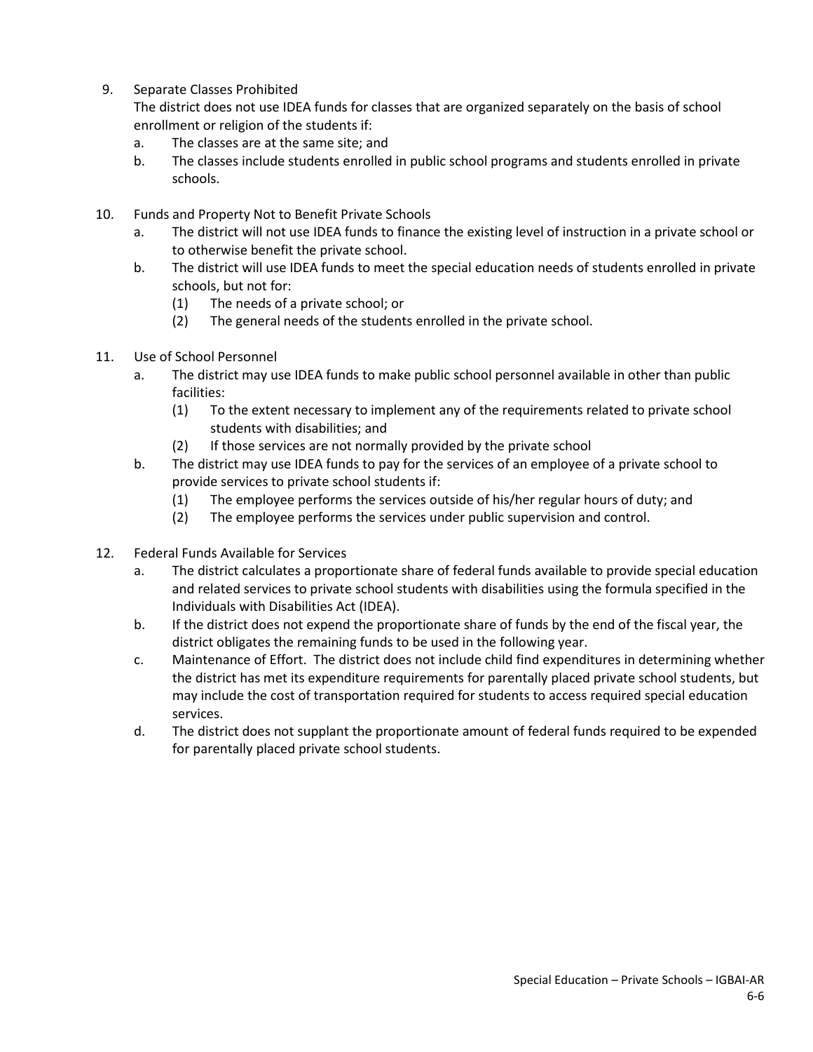9. Separate Classes Prohibited

   The district does not use IDEA funds for classes that are organized separately on the basis of school enrollment or religion of the students if:

   a. The classes are at the same site; and
   b. The classes include students enrolled in public school programs and students enrolled in private schools.

10. Funds and Property Not to Benefit Private Schools

    a. The district will not use IDEA funds to finance the existing level of instruction in a private school or to otherwise benefit the private school.
    b. The district will use IDEA funds to meet the special education needs of students enrolled in private schools, but not for:
       (1) The needs of a private school; or
       (2) The general needs of the students enrolled in the private school.

11. Use of School Personnel

    a. The district may use IDEA funds to make public school personnel available in other than public facilities:
       (1) To the extent necessary to implement any of the requirements related to private school students with disabilities; and
       (2) If those services are not normally provided by the private school
    b. The district may use IDEA funds to pay for the services of an employee of a private school to provide services to private school students if:
       (1) The employee performs the services outside of his/her regular hours of duty; and
       (2) The employee performs the services under public supervision and control.

12. Federal Funds Available for Services

    a. The district calculates a proportionate share of federal funds available to provide special education and related services to private school students with disabilities using the formula specified in the Individuals with Disabilities Act (IDEA).
    b. If the district does not expend the proportionate share of funds by the end of the fiscal year, the district obligates the remaining funds to be used in the following year.
    c. Maintenance of Effort. The district does not include child find expenditures in determining whether the district has met its expenditure requirements for parentally placed private school students, but may include the cost of transportation required for students to access required special education services.
    d. The district does not supplant the proportionate amount of federal funds required to be expended for parentally placed private school students.